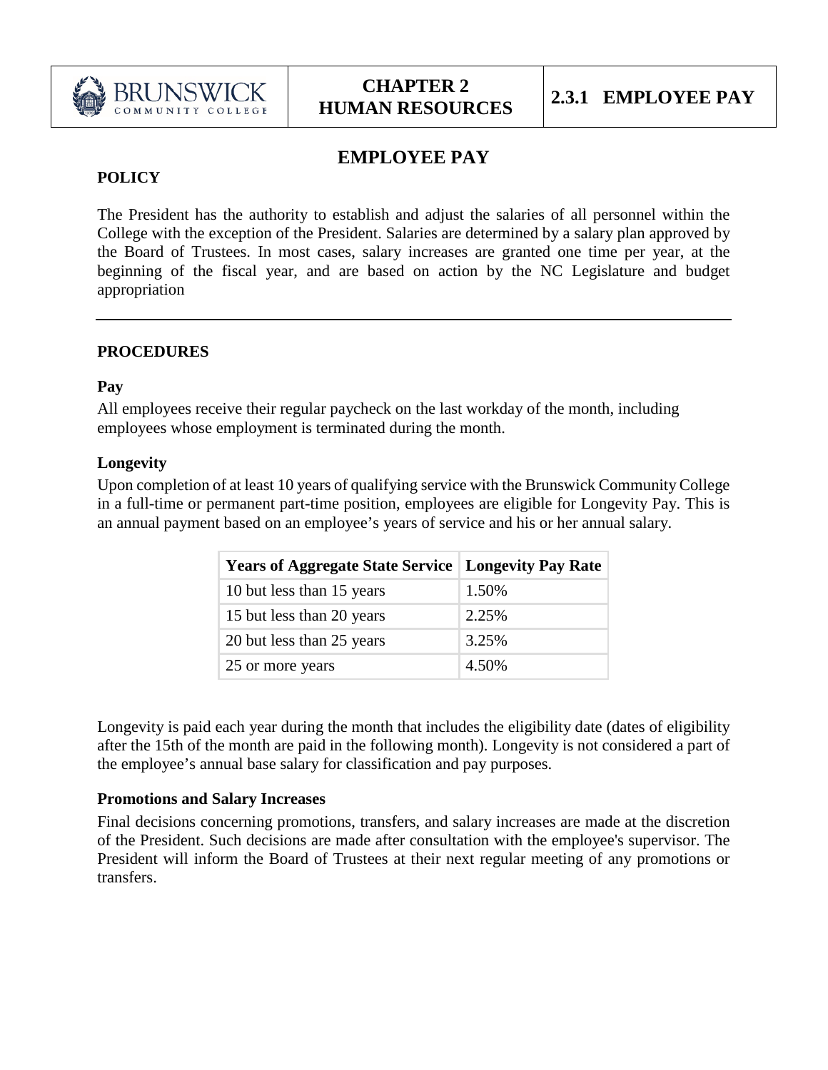# EMPLOYEE PAY

## POLICY

The President has the authority to establish and adjust the salaries of all personnel within the College with the exception of the President. Salaries are determined by a salary plan approved by the Board of Trustees. In most cases, salary increases are granted one time per year, at the beginning of the fiscal year, and are based on action by the NC Legislature and budget appropriation

---

## PROCEDURES

### Pay

All employees receive their regular paycheck on the last workday of the month, including employees whose employment is terminated during the month.

### Longevity

Upon completion of at least 10 years of qualifying service with the Brunswick Community College in a full-time or permanent part-time position, employees are eligible for Longevity Pay. This is an annual payment based on an employee's years of service and his or her annual salary.

| Years of Aggregate State Service | Longevity Pay Rate |
|---|---|
| 10 but less than 15 years | 1.50% |
| 15 but less than 20 years | 2.25% |
| 20 but less than 25 years | 3.25% |
| 25 or more years | 4.50% |

Longevity is paid each year during the month that includes the eligibility date (dates of eligibility after the 15th of the month are paid in the following month). Longevity is not considered a part of the employee's annual base salary for classification and pay purposes.

### Promotions and Salary Increases

Final decisions concerning promotions, transfers, and salary increases are made at the discretion of the President. Such decisions are made after consultation with the employee's supervisor. The President will inform the Board of Trustees at their next regular meeting of any promotions or transfers.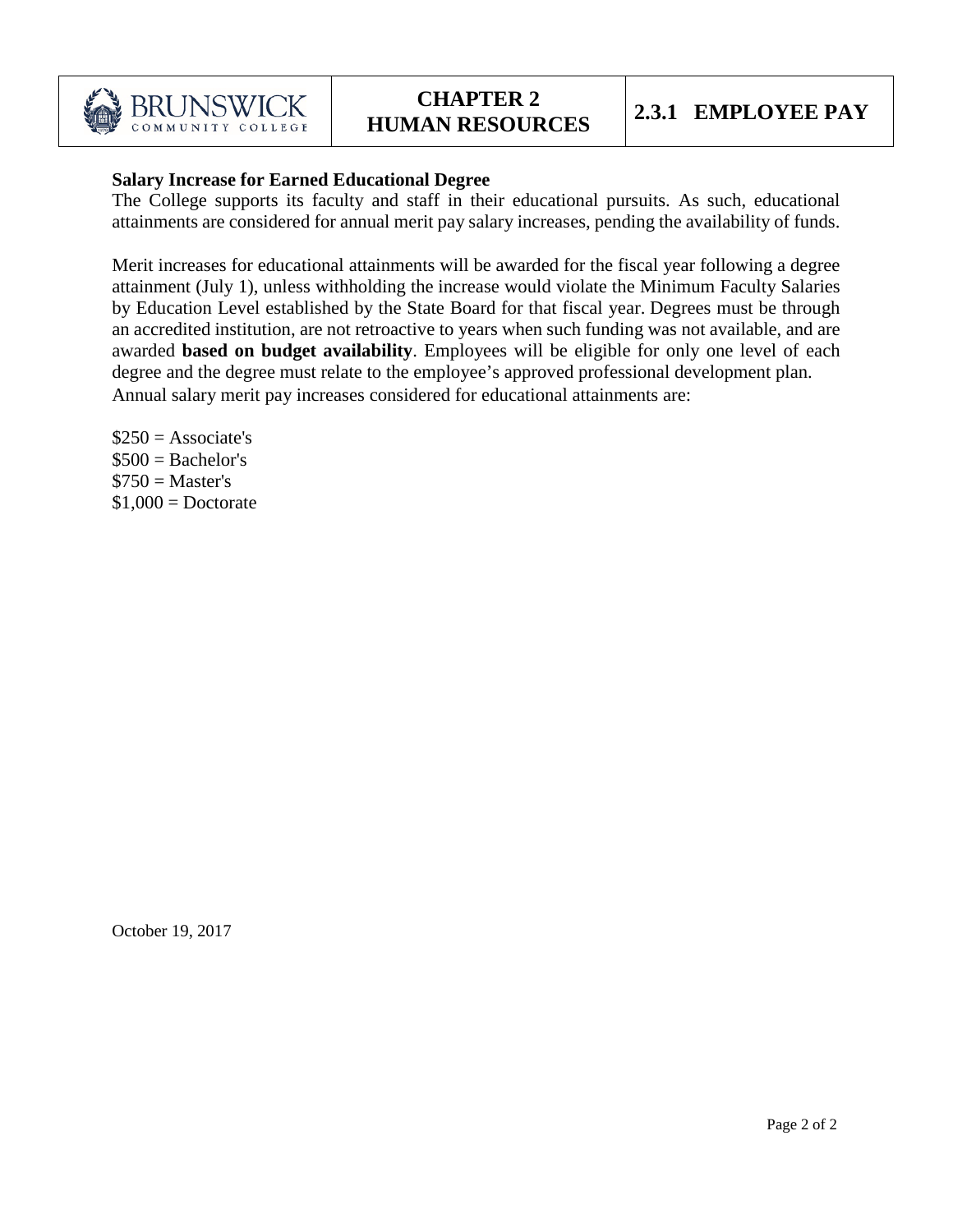**Salary Increase for Earned Educational Degree**

The College supports its faculty and staff in their educational pursuits. As such, educational attainments are considered for annual merit pay salary increases, pending the availability of funds.

Merit increases for educational attainments will be awarded for the fiscal year following a degree attainment (July 1), unless withholding the increase would violate the Minimum Faculty Salaries by Education Level established by the State Board for that fiscal year. Degrees must be through an accredited institution, are not retroactive to years when such funding was not available, and are awarded **based on budget availability**. Employees will be eligible for only one level of each degree and the degree must relate to the employee's approved professional development plan. Annual salary merit pay increases considered for educational attainments are:

$250 = Associate's
$500 = Bachelor's
$750 = Master's
$1,000 = Doctorate

October 19, 2017